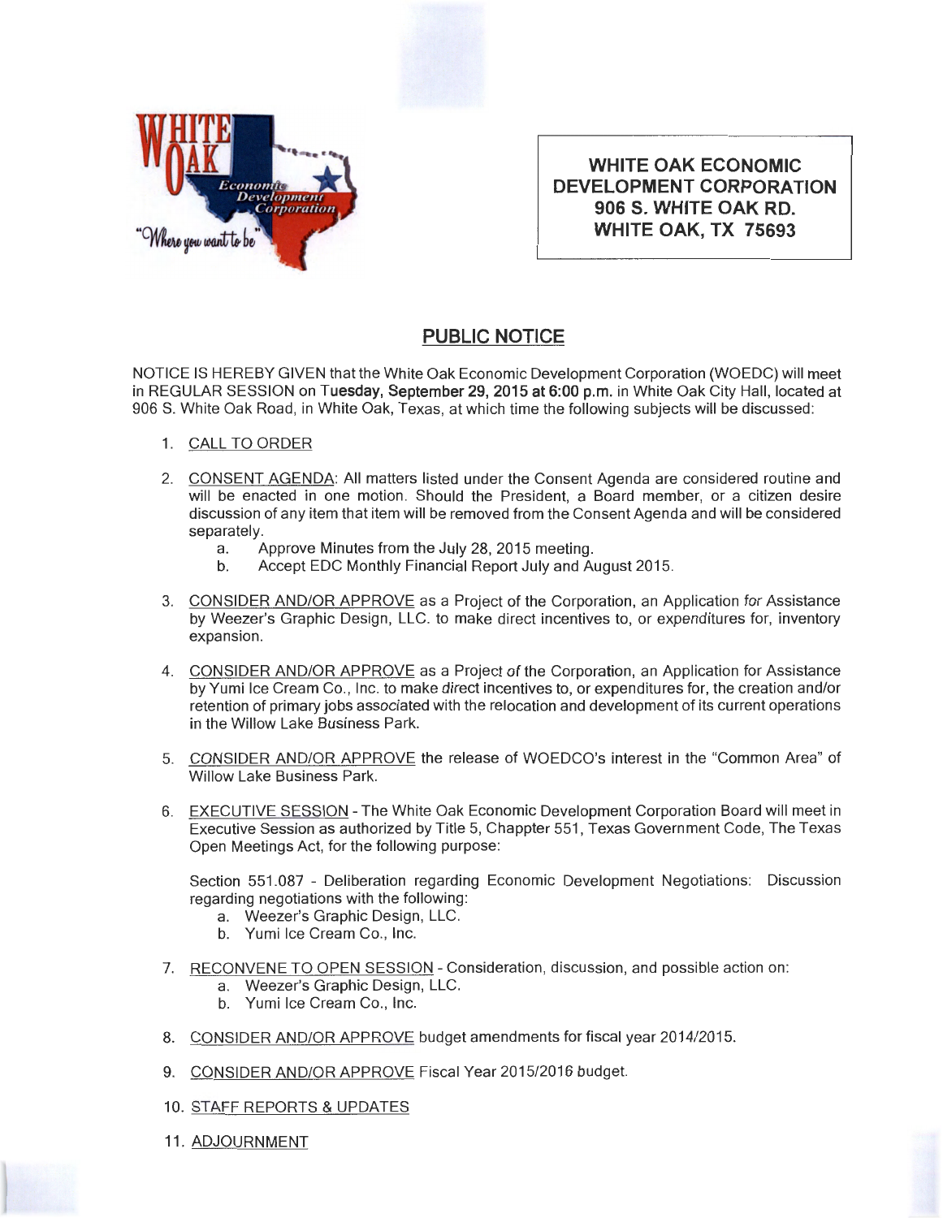**WHITE OAK ECONOMIC DEVELOPMENT CORPORATION**
**906 S. WHITE OAK RD.**
**WHITE OAK, TX 75693**

# PUBLIC NOTICE

NOTICE IS HEREBY GIVEN that the White Oak Economic Development Corporation (WOEDC) will meet in REGULAR SESSION on **Tuesday, September 29, 2015 at 6:00 p.m.** in White Oak City Hall, located at 906 S. White Oak Road, in White Oak, Texas, at which time the following subjects will be discussed:

1. CALL TO ORDER

2. CONSENT AGENDA: All matters listed under the Consent Agenda are considered routine and will be enacted in one motion. Should the President, a Board member, or a citizen desire discussion of any item that item will be removed from the Consent Agenda and will be considered separately.
   a. Approve Minutes from the July 28, 2015 meeting.
   b. Accept EDC Monthly Financial Report July and August 2015.

3. CONSIDER AND/OR APPROVE as a Project of the Corporation, an Application for Assistance by Weezer's Graphic Design, LLC. to make direct incentives to, or expenditures for, inventory expansion.

4. CONSIDER AND/OR APPROVE as a Project of the Corporation, an Application for Assistance by Yumi Ice Cream Co., Inc. to make direct incentives to, or expenditures for, the creation and/or retention of primary jobs associated with the relocation and development of its current operations in the Willow Lake Business Park.

5. CONSIDER AND/OR APPROVE the release of WOEDCO's interest in the "Common Area" of Willow Lake Business Park.

6. EXECUTIVE SESSION - The White Oak Economic Development Corporation Board will meet in Executive Session as authorized by Title 5, Chappter 551, Texas Government Code, The Texas Open Meetings Act, for the following purpose:

   Section 551.087 - Deliberation regarding Economic Development Negotiations: Discussion regarding negotiations with the following:
   a. Weezer's Graphic Design, LLC.
   b. Yumi Ice Cream Co., Inc.

7. RECONVENE TO OPEN SESSION - Consideration, discussion, and possible action on:
   a. Weezer's Graphic Design, LLC.
   b. Yumi Ice Cream Co., Inc.

8. CONSIDER AND/OR APPROVE budget amendments for fiscal year 2014/2015.

9. CONSIDER AND/OR APPROVE Fiscal Year 2015/2016 budget.

10. STAFF REPORTS & UPDATES

11. ADJOURNMENT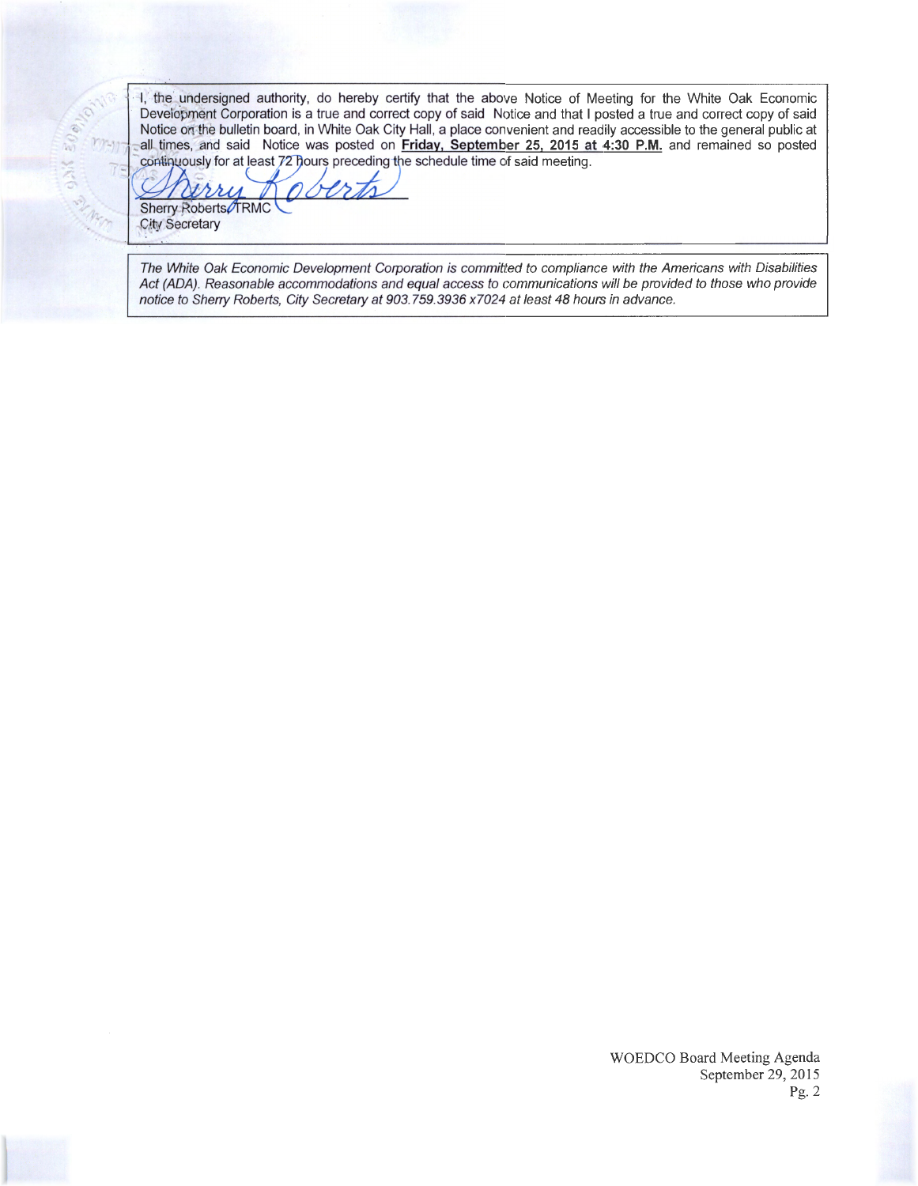I, the undersigned authority, do hereby certify that the above Notice of Meeting for the White Oak Economic Development Corporation is a true and correct copy of said Notice and that I posted a true and correct copy of said Notice on the bulletin board, in White Oak City Hall, a place convenient and readily accessible to the general public at all times, and said Notice was posted on **Friday, September 25, 2015 at 4:30 P.M.** and remained so posted continuously for at least 72 hours preceding the schedule time of said meeting.

Sherry Roberts, TRMC
City Secretary

*The White Oak Economic Development Corporation is committed to compliance with the Americans with Disabilities Act (ADA). Reasonable accommodations and equal access to communications will be provided to those who provide notice to Sherry Roberts, City Secretary at 903.759.3936 x7024 at least 48 hours in advance.*